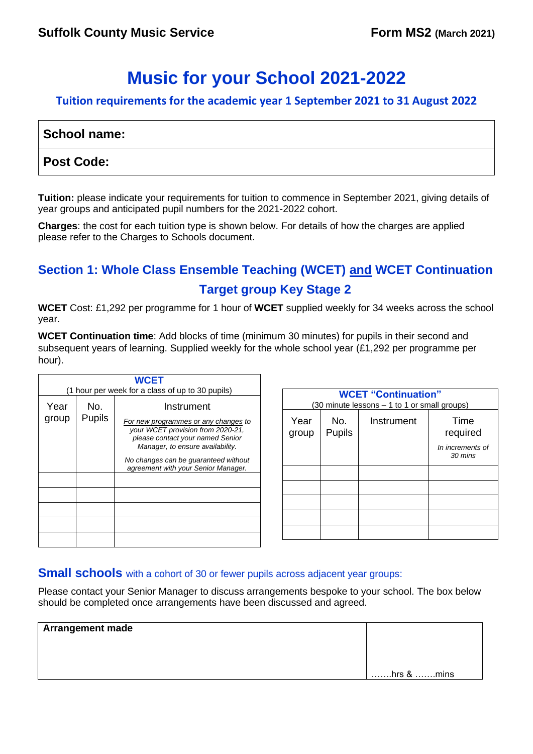**Suffolk County Music Service** **Form MS2 (March 2021)**

# Music for your School 2021-2022

### Tuition requirements for the academic year 1 September 2021 to 31 August 2022

| **School name:** |
|---|
| **Post Code:** |

**Tuition:** please indicate your requirements for tuition to commence in September 2021, giving details of year groups and anticipated pupil numbers for the 2021-2022 cohort.

**Charges**: the cost for each tuition type is shown below. For details of how the charges are applied please refer to the Charges to Schools document.

## Section 1: Whole Class Ensemble Teaching (WCET) and WCET Continuation

### Target group Key Stage 2

**WCET** Cost: £1,292 per programme for 1 hour of **WCET** supplied weekly for 34 weeks across the school year.

**WCET Continuation time**: Add blocks of time (minimum 30 minutes) for pupils in their second and subsequent years of learning. Supplied weekly for the whole school year (£1,292 per programme per hour).

| **WCET** (1 hour per week for a class of up to 30 pupils) | | |
|---|---|---|
| Year group | No. Pupils | Instrument *For new programmes or any changes to your WCET provision from 2020-21, please contact your named Senior Manager, to ensure availability. No changes can be guaranteed without agreement with your Senior Manager.* |
| | | |
| | | |
| | | |
| | | |
| | | |

| **WCET "Continuation"** (30 minute lessons – 1 to 1 or small groups) | | | |
|---|---|---|---|
| Year group | No. Pupils | Instrument | Time required *In increments of 30 mins* |
| | | | |
| | | | |
| | | | |
| | | | |
| | | | |

### Small schools with a cohort of 30 or fewer pupils across adjacent year groups:

Please contact your Senior Manager to discuss arrangements bespoke to your school. The box below should be completed once arrangements have been discussed and agreed.

| **Arrangement made** | …….hrs & …….mins |
|---|---|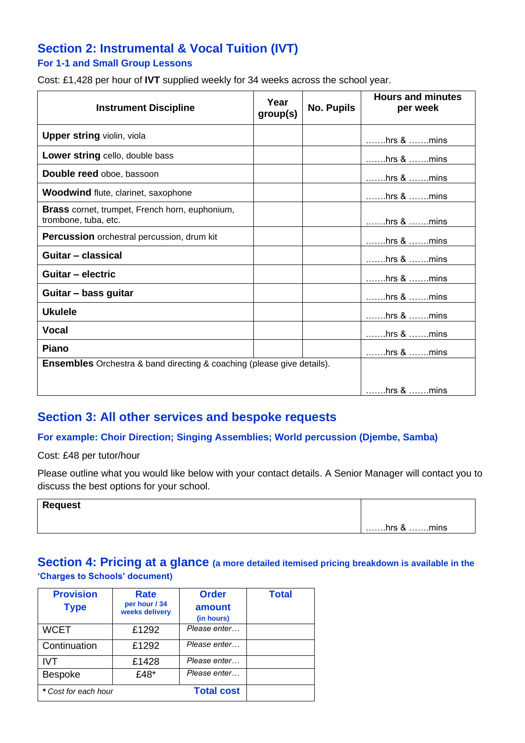## Section 2: Instrumental & Vocal Tuition (IVT)

### For 1-1 and Small Group Lessons

Cost: £1,428 per hour of **IVT** supplied weekly for 34 weeks across the school year.

| Instrument Discipline | Year group(s) | No. Pupils | Hours and minutes per week |
|---|---|---|---|
| **Upper string** violin, viola | | | …….hrs & …….mins |
| **Lower string** cello, double bass | | | …….hrs & …….mins |
| **Double reed** oboe, bassoon | | | …….hrs & …….mins |
| **Woodwind** flute, clarinet, saxophone | | | …….hrs & …….mins |
| **Brass** cornet, trumpet, French horn, euphonium, trombone, tuba, etc. | | | …….hrs & …….mins |
| **Percussion** orchestral percussion, drum kit | | | …….hrs & …….mins |
| **Guitar – classical** | | | …….hrs & …….mins |
| **Guitar – electric** | | | …….hrs & …….mins |
| **Guitar – bass guitar** | | | …….hrs & …….mins |
| **Ukulele** | | | …….hrs & …….mins |
| **Vocal** | | | …….hrs & …….mins |
| **Piano** | | | …….hrs & …….mins |
| **Ensembles** Orchestra & band directing & coaching (please give details). | | | …….hrs & …….mins |

## Section 3: All other services and bespoke requests

### For example: Choir Direction; Singing Assemblies; World percussion (Djembe, Samba)

Cost: £48 per tutor/hour

Please outline what you would like below with your contact details. A Senior Manager will contact you to discuss the best options for your school.

| Request | |
|---|---|
| | …….hrs & …….mins |

## Section 4: Pricing at a glance (a more detailed itemised pricing breakdown is available in the 'Charges to Schools' document)

| Provision Type | Rate per hour / 34 weeks delivery | Order amount (in hours) | Total |
|---|---|---|---|
| WCET | £1292 | *Please enter…* | |
| Continuation | £1292 | *Please enter…* | |
| IVT | £1428 | *Please enter…* | |
| Bespoke | £48* | *Please enter…* | |
| *** *Cost for each hour*** | | **Total cost** | |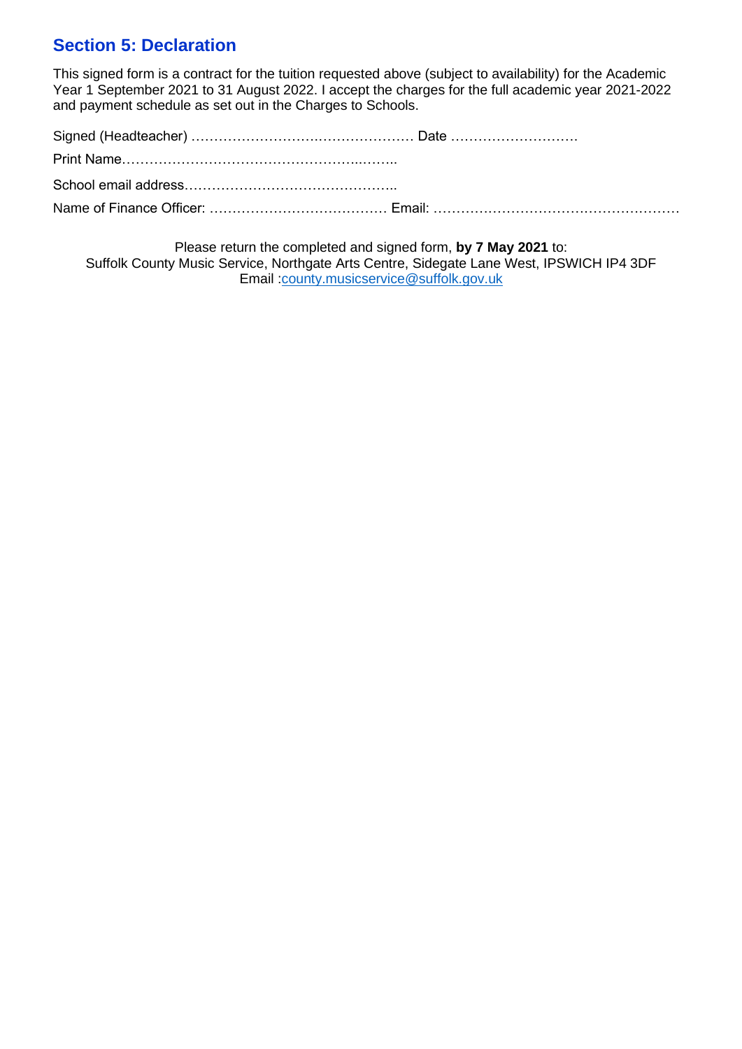## Section 5: Declaration

This signed form is a contract for the tuition requested above (subject to availability) for the Academic Year 1 September 2021 to 31 August 2022. I accept the charges for the full academic year 2021-2022 and payment schedule as set out in the Charges to Schools.

Signed (Headteacher) ………………………….………………. Date ……………………….

Print Name…………………….……………………..……..

School email address………………………………………..

Name of Finance Officer: ….……………….……………… Email: …………….………………………….………

Please return the completed and signed form, **by 7 May 2021** to:
Suffolk County Music Service, Northgate Arts Centre, Sidegate Lane West, IPSWICH IP4 3DF
Email :county.musicservice@suffolk.gov.uk